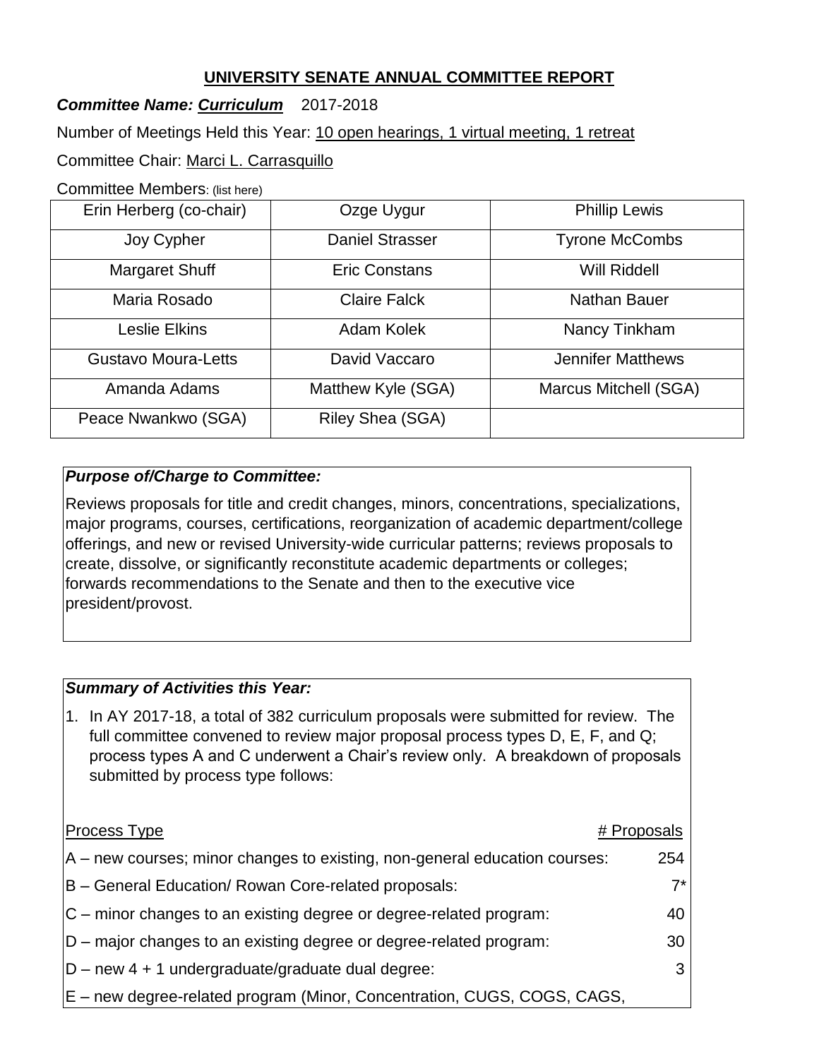## UNIVERSITY SENATE ANNUAL COMMITTEE REPORT

***Committee Name: Curriculum*** 2017-2018

Number of Meetings Held this Year: 10 open hearings, 1 virtual meeting, 1 retreat

Committee Chair: Marci L. Carrasquillo

Committee Members: (list here)

| | | |
|---|---|---|
| Erin Herberg (co-chair) | Ozge Uygur | Phillip Lewis |
| Joy Cypher | Daniel Strasser | Tyrone McCombs |
| Margaret Shuff | Eric Constans | Will Riddell |
| Maria Rosado | Claire Falck | Nathan Bauer |
| Leslie Elkins | Adam Kolek | Nancy Tinkham |
| Gustavo Moura-Letts | David Vaccaro | Jennifer Matthews |
| Amanda Adams | Matthew Kyle (SGA) | Marcus Mitchell (SGA) |
| Peace Nwankwo (SGA) | Riley Shea (SGA) | |

***Purpose of/Charge to Committee:***

Reviews proposals for title and credit changes, minors, concentrations, specializations, major programs, courses, certifications, reorganization of academic department/college offerings, and new or revised University-wide curricular patterns; reviews proposals to create, dissolve, or significantly reconstitute academic departments or colleges; forwards recommendations to the Senate and then to the executive vice president/provost.

***Summary of Activities this Year:***

1. In AY 2017-18, a total of 382 curriculum proposals were submitted for review. The full committee convened to review major proposal process types D, E, F, and Q; process types A and C underwent a Chair's review only. A breakdown of proposals submitted by process type follows:

| Process Type | # Proposals |
|---|---|
| A – new courses; minor changes to existing, non-general education courses: | 254 |
| B – General Education/ Rowan Core-related proposals: | 7* |
| C – minor changes to an existing degree or degree-related program: | 40 |
| D – major changes to an existing degree or degree-related program: | 30 |
| D – new 4 + 1 undergraduate/graduate dual degree: | 3 |
| E – new degree-related program (Minor, Concentration, CUGS, COGS, CAGS, | |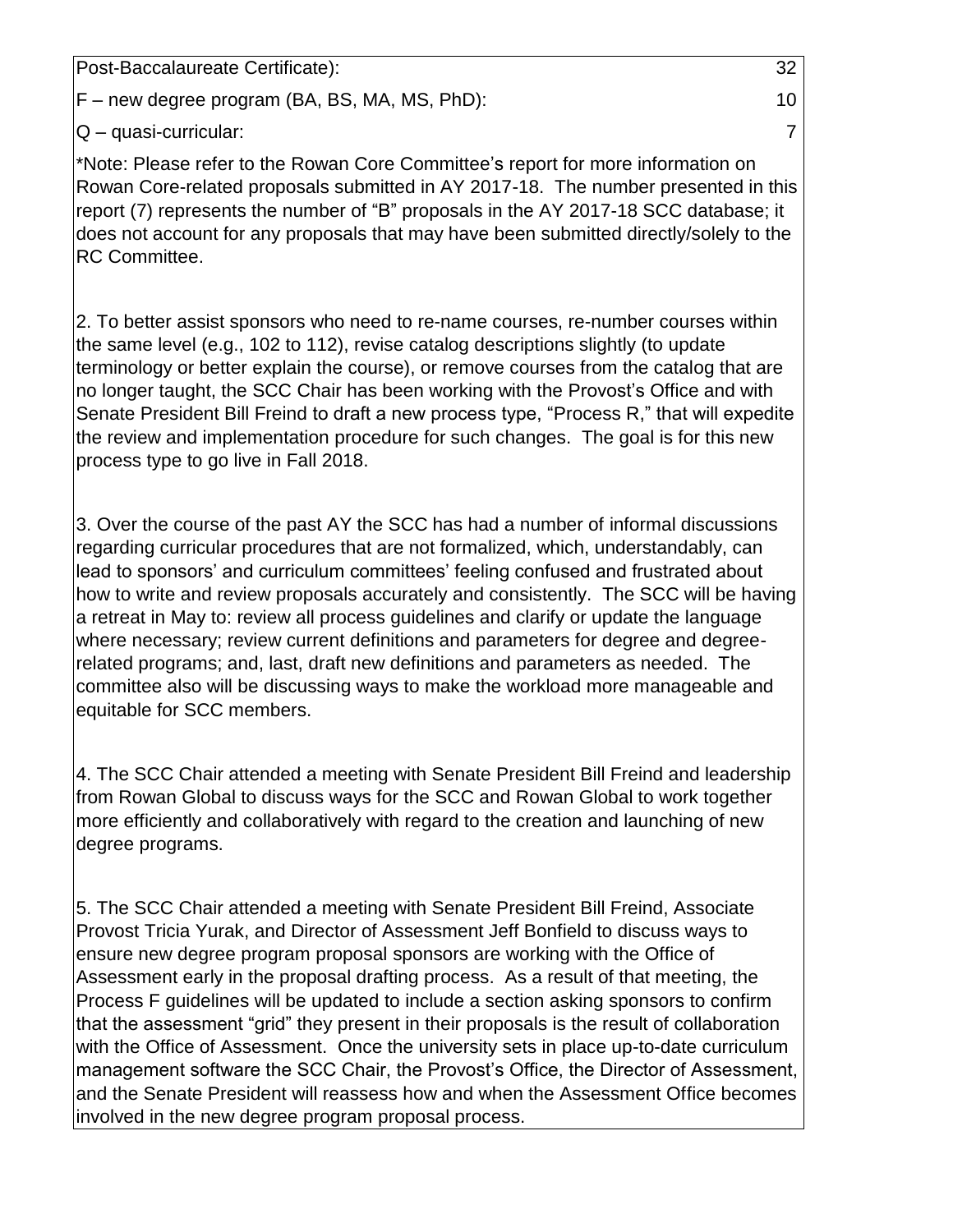| | |
|---|---|
| Post-Baccalaureate Certificate): | 32 |
| F – new degree program (BA, BS, MA, MS, PhD): | 10 |
| Q – quasi-curricular: | 7 |

*Note: Please refer to the Rowan Core Committee's report for more information on Rowan Core-related proposals submitted in AY 2017-18. The number presented in this report (7) represents the number of "B" proposals in the AY 2017-18 SCC database; it does not account for any proposals that may have been submitted directly/solely to the RC Committee.

2. To better assist sponsors who need to re-name courses, re-number courses within the same level (e.g., 102 to 112), revise catalog descriptions slightly (to update terminology or better explain the course), or remove courses from the catalog that are no longer taught, the SCC Chair has been working with the Provost's Office and with Senate President Bill Freind to draft a new process type, "Process R," that will expedite the review and implementation procedure for such changes. The goal is for this new process type to go live in Fall 2018.

3. Over the course of the past AY the SCC has had a number of informal discussions regarding curricular procedures that are not formalized, which, understandably, can lead to sponsors' and curriculum committees' feeling confused and frustrated about how to write and review proposals accurately and consistently. The SCC will be having a retreat in May to: review all process guidelines and clarify or update the language where necessary; review current definitions and parameters for degree and degree-related programs; and, last, draft new definitions and parameters as needed. The committee also will be discussing ways to make the workload more manageable and equitable for SCC members.

4. The SCC Chair attended a meeting with Senate President Bill Freind and leadership from Rowan Global to discuss ways for the SCC and Rowan Global to work together more efficiently and collaboratively with regard to the creation and launching of new degree programs.

5. The SCC Chair attended a meeting with Senate President Bill Freind, Associate Provost Tricia Yurak, and Director of Assessment Jeff Bonfield to discuss ways to ensure new degree program proposal sponsors are working with the Office of Assessment early in the proposal drafting process. As a result of that meeting, the Process F guidelines will be updated to include a section asking sponsors to confirm that the assessment "grid" they present in their proposals is the result of collaboration with the Office of Assessment. Once the university sets in place up-to-date curriculum management software the SCC Chair, the Provost's Office, the Director of Assessment, and the Senate President will reassess how and when the Assessment Office becomes involved in the new degree program proposal process.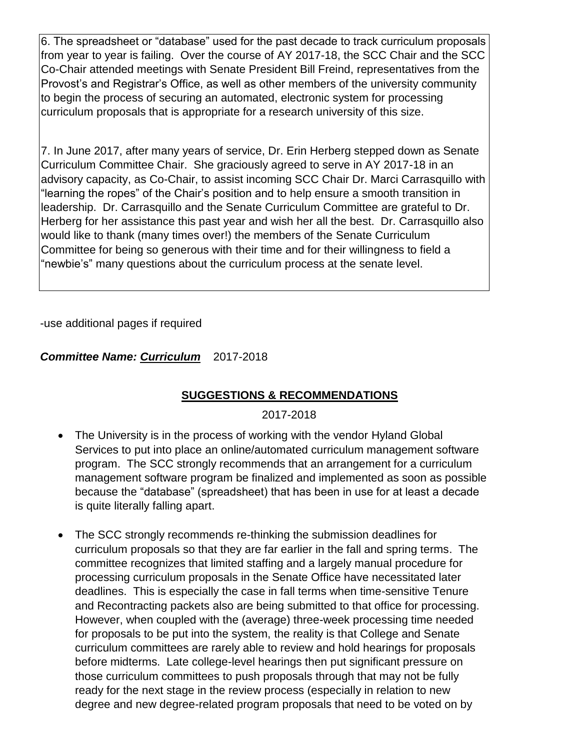6. The spreadsheet or "database" used for the past decade to track curriculum proposals from year to year is failing. Over the course of AY 2017-18, the SCC Chair and the SCC Co-Chair attended meetings with Senate President Bill Freind, representatives from the Provost's and Registrar's Office, as well as other members of the university community to begin the process of securing an automated, electronic system for processing curriculum proposals that is appropriate for a research university of this size.

7. In June 2017, after many years of service, Dr. Erin Herberg stepped down as Senate Curriculum Committee Chair. She graciously agreed to serve in AY 2017-18 in an advisory capacity, as Co-Chair, to assist incoming SCC Chair Dr. Marci Carrasquillo with "learning the ropes" of the Chair's position and to help ensure a smooth transition in leadership. Dr. Carrasquillo and the Senate Curriculum Committee are grateful to Dr. Herberg for her assistance this past year and wish her all the best. Dr. Carrasquillo also would like to thank (many times over!) the members of the Senate Curriculum Committee for being so generous with their time and for their willingness to field a "newbie's" many questions about the curriculum process at the senate level.

-use additional pages if required

***Committee Name: Curriculum*** 2017-2018

## SUGGESTIONS & RECOMMENDATIONS

2017-2018

- The University is in the process of working with the vendor Hyland Global Services to put into place an online/automated curriculum management software program. The SCC strongly recommends that an arrangement for a curriculum management software program be finalized and implemented as soon as possible because the "database" (spreadsheet) that has been in use for at least a decade is quite literally falling apart.

- The SCC strongly recommends re-thinking the submission deadlines for curriculum proposals so that they are far earlier in the fall and spring terms. The committee recognizes that limited staffing and a largely manual procedure for processing curriculum proposals in the Senate Office have necessitated later deadlines. This is especially the case in fall terms when time-sensitive Tenure and Recontracting packets also are being submitted to that office for processing. However, when coupled with the (average) three-week processing time needed for proposals to be put into the system, the reality is that College and Senate curriculum committees are rarely able to review and hold hearings for proposals before midterms. Late college-level hearings then put significant pressure on those curriculum committees to push proposals through that may not be fully ready for the next stage in the review process (especially in relation to new degree and new degree-related program proposals that need to be voted on by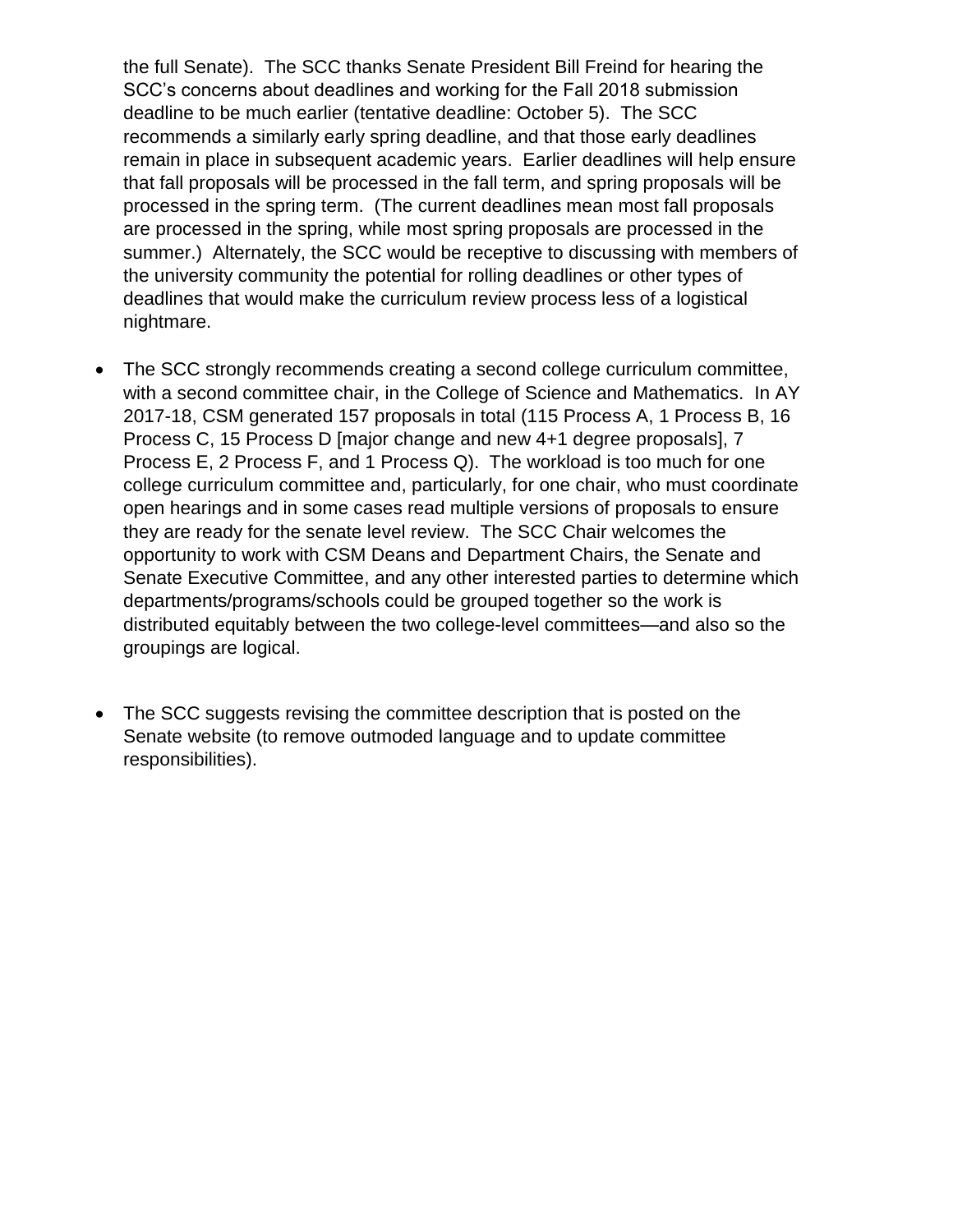the full Senate). The SCC thanks Senate President Bill Freind for hearing the SCC's concerns about deadlines and working for the Fall 2018 submission deadline to be much earlier (tentative deadline: October 5). The SCC recommends a similarly early spring deadline, and that those early deadlines remain in place in subsequent academic years. Earlier deadlines will help ensure that fall proposals will be processed in the fall term, and spring proposals will be processed in the spring term. (The current deadlines mean most fall proposals are processed in the spring, while most spring proposals are processed in the summer.) Alternately, the SCC would be receptive to discussing with members of the university community the potential for rolling deadlines or other types of deadlines that would make the curriculum review process less of a logistical nightmare.

- The SCC strongly recommends creating a second college curriculum committee, with a second committee chair, in the College of Science and Mathematics. In AY 2017-18, CSM generated 157 proposals in total (115 Process A, 1 Process B, 16 Process C, 15 Process D [major change and new 4+1 degree proposals], 7 Process E, 2 Process F, and 1 Process Q). The workload is too much for one college curriculum committee and, particularly, for one chair, who must coordinate open hearings and in some cases read multiple versions of proposals to ensure they are ready for the senate level review. The SCC Chair welcomes the opportunity to work with CSM Deans and Department Chairs, the Senate and Senate Executive Committee, and any other interested parties to determine which departments/programs/schools could be grouped together so the work is distributed equitably between the two college-level committees—and also so the groupings are logical.

- The SCC suggests revising the committee description that is posted on the Senate website (to remove outmoded language and to update committee responsibilities).